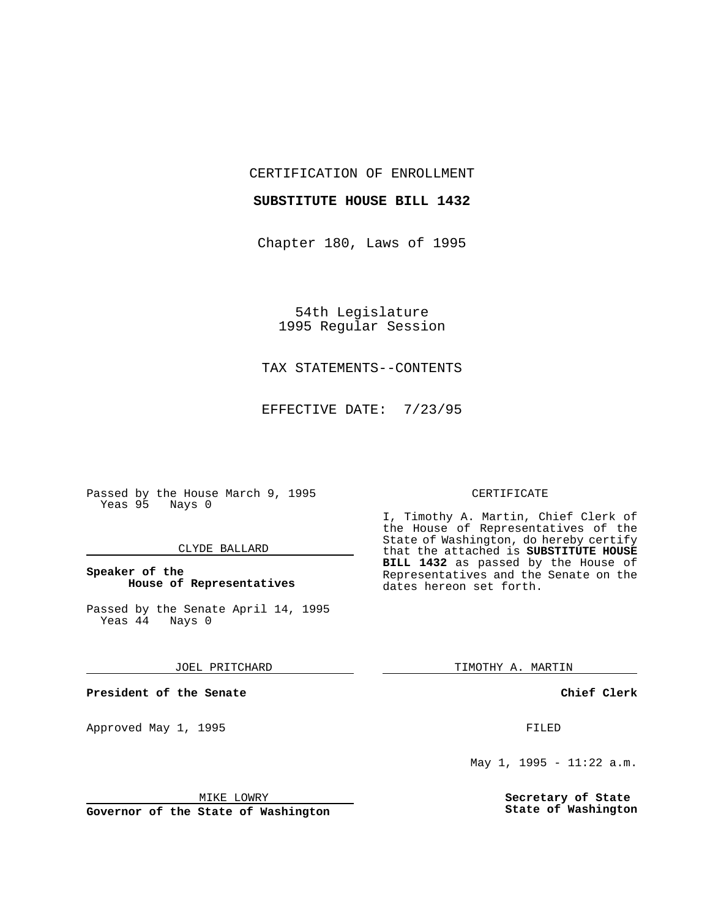CERTIFICATION OF ENROLLMENT

**SUBSTITUTE HOUSE BILL 1432**

Chapter 180, Laws of 1995

54th Legislature
1995 Regular Session

TAX STATEMENTS--CONTENTS

EFFECTIVE DATE: 7/23/95

Passed by the House March 9, 1995
Yeas 95 Nays 0

CLYDE BALLARD

**Speaker of the House of Representatives**

Passed by the Senate April 14, 1995
Yeas 44 Nays 0

JOEL PRITCHARD

**President of the Senate**

Approved May 1, 1995

MIKE LOWRY

**Governor of the State of Washington**

CERTIFICATE

I, Timothy A. Martin, Chief Clerk of the House of Representatives of the State of Washington, do hereby certify that the attached is **SUBSTITUTE HOUSE BILL 1432** as passed by the House of Representatives and the Senate on the dates hereon set forth.

TIMOTHY A. MARTIN

**Chief Clerk**

FILED

May 1, 1995 - 11:22 a.m.

**Secretary of State State of Washington**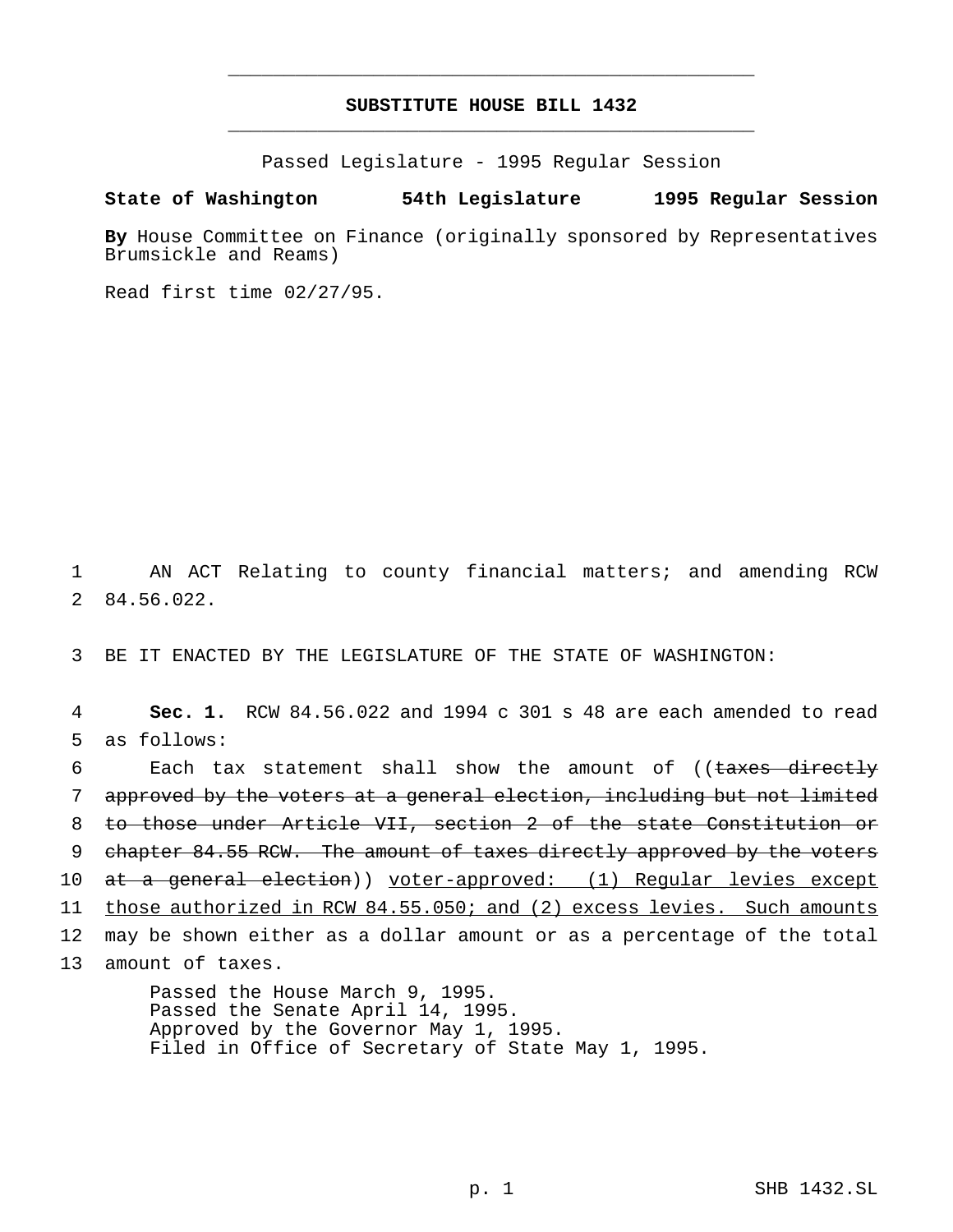# SUBSTITUTE HOUSE BILL 1432

Passed Legislature - 1995 Regular Session

**State of Washington 54th Legislature 1995 Regular Session**

**By** House Committee on Finance (originally sponsored by Representatives Brumsickle and Reams)

Read first time 02/27/95.

AN ACT Relating to county financial matters; and amending RCW 84.56.022.

BE IT ENACTED BY THE LEGISLATURE OF THE STATE OF WASHINGTON:

**Sec. 1.** RCW 84.56.022 and 1994 c 301 s 48 are each amended to read as follows:

Each tax statement shall show the amount of ((~~taxes directly approved by the voters at a general election, including but not limited to those under Article VII, section 2 of the state Constitution or chapter 84.55 RCW. The amount of taxes directly approved by the voters at a general election~~)) <u>voter-approved: (1) Regular levies except those authorized in RCW 84.55.050; and (2) excess levies. Such amounts</u> may be shown either as a dollar amount or as a percentage of the total amount of taxes.

Passed the House March 9, 1995.
Passed the Senate April 14, 1995.
Approved by the Governor May 1, 1995.
Filed in Office of Secretary of State May 1, 1995.